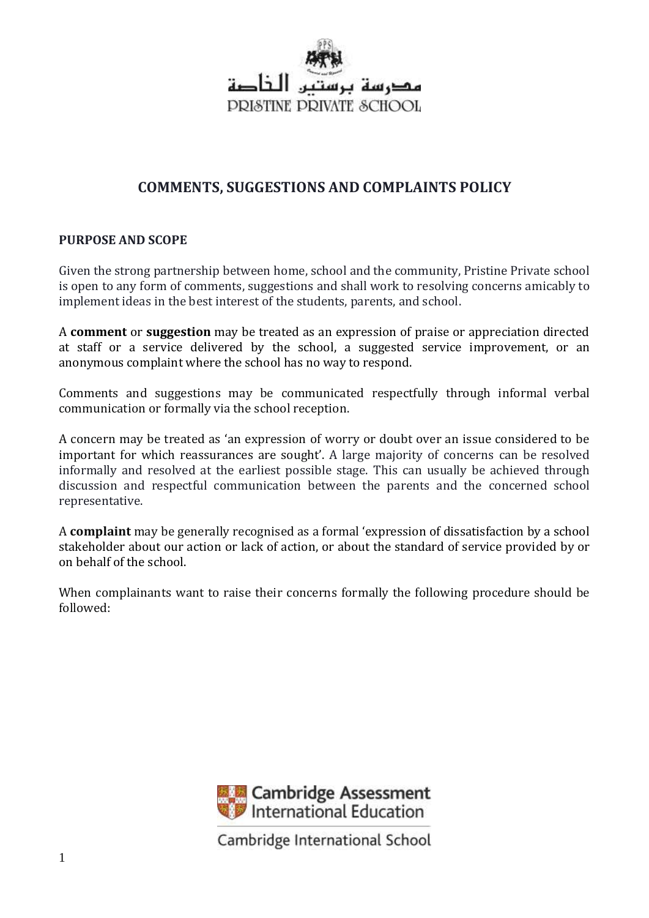مدرسة برستين الخاصة
PRISTINE PRIVATE SCHOOL

# COMMENTS, SUGGESTIONS AND COMPLAINTS POLICY

## PURPOSE AND SCOPE

Given the strong partnership between home, school and the community, Pristine Private school is open to any form of comments, suggestions and shall work to resolving concerns amicably to implement ideas in the best interest of the students, parents, and school.

A **comment** or **suggestion** may be treated as an expression of praise or appreciation directed at staff or a service delivered by the school, a suggested service improvement, or an anonymous complaint where the school has no way to respond.

Comments and suggestions may be communicated respectfully through informal verbal communication or formally via the school reception.

A concern may be treated as 'an expression of worry or doubt over an issue considered to be important for which reassurances are sought'. A large majority of concerns can be resolved informally and resolved at the earliest possible stage. This can usually be achieved through discussion and respectful communication between the parents and the concerned school representative.

A **complaint** may be generally recognised as a formal 'expression of dissatisfaction by a school stakeholder about our action or lack of action, or about the standard of service provided by or on behalf of the school.

When complainants want to raise their concerns formally the following procedure should be followed:

Cambridge Assessment International Education

Cambridge International School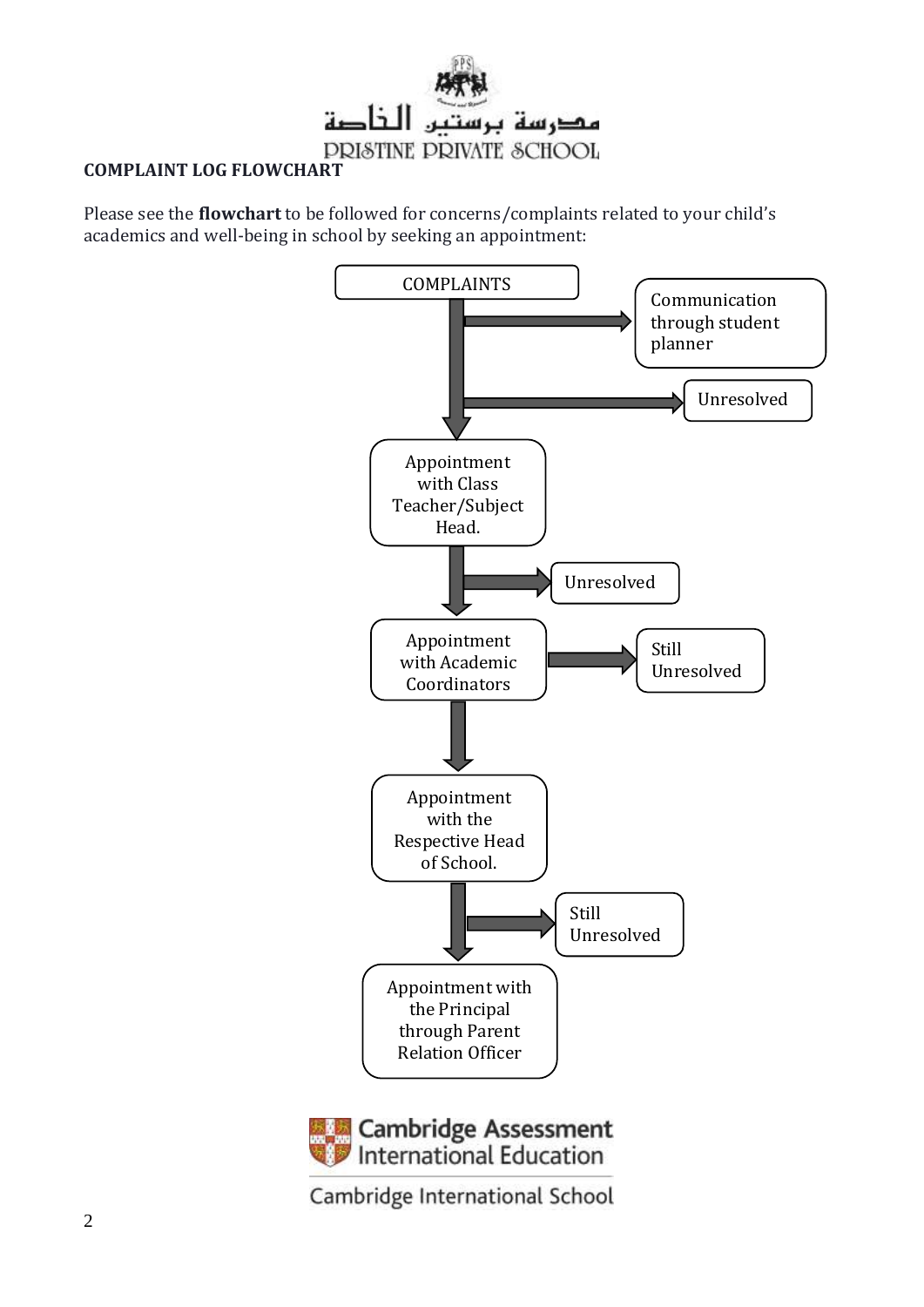مدرسة برستين الخاصة

PRISTINE PRIVATE SCHOOL

**COMPLAINT LOG FLOWCHART**

Please see the **flowchart** to be followed for concerns/complaints related to your child's academics and well-being in school by seeking an appointment:

COMPLAINTS

→ Communication through student planner

→ Unresolved

Appointment with Class Teacher/Subject Head.

→ Unresolved

Appointment with Academic Coordinators

→ Still Unresolved

Appointment with the Respective Head of School.

→ Still Unresolved

Appointment with the Principal through Parent Relation Officer

Cambridge Assessment International Education

Cambridge International School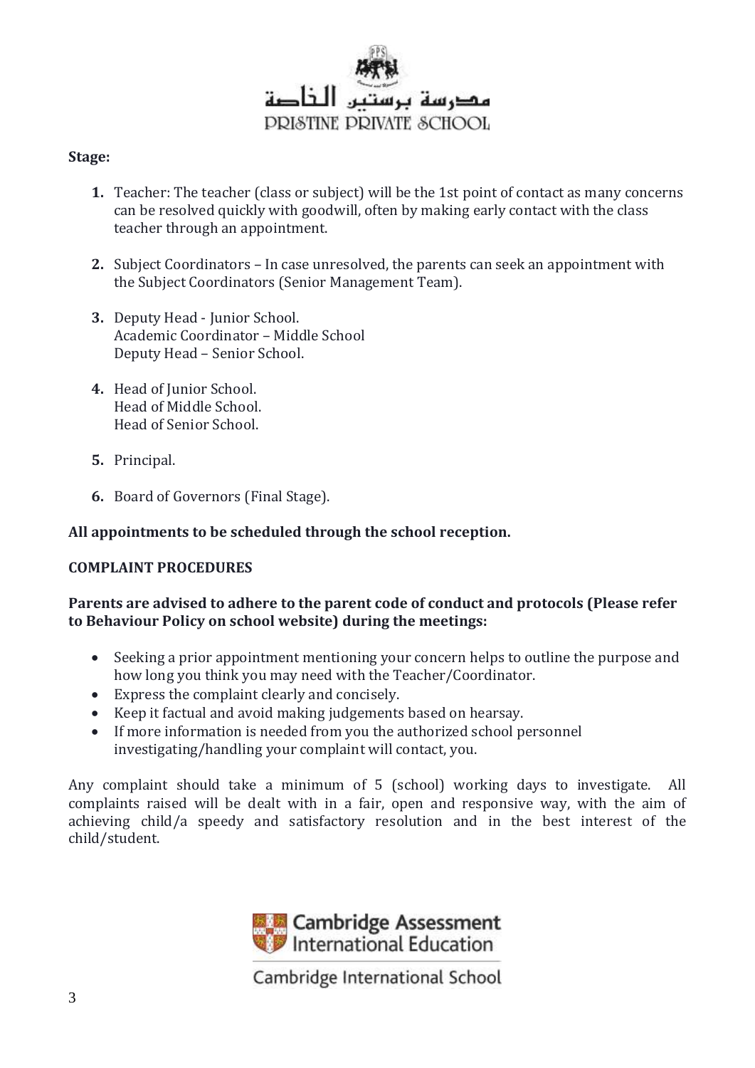**Stage:**

1. Teacher: The teacher (class or subject) will be the 1st point of contact as many concerns can be resolved quickly with goodwill, often by making early contact with the class teacher through an appointment.

2. Subject Coordinators – In case unresolved, the parents can seek an appointment with the Subject Coordinators (Senior Management Team).

3. Deputy Head - Junior School.
   Academic Coordinator – Middle School
   Deputy Head – Senior School.

4. Head of Junior School.
   Head of Middle School.
   Head of Senior School.

5. Principal.

6. Board of Governors (Final Stage).

**All appointments to be scheduled through the school reception.**

**COMPLAINT PROCEDURES**

**Parents are advised to adhere to the parent code of conduct and protocols (Please refer to Behaviour Policy on school website) during the meetings:**

- Seeking a prior appointment mentioning your concern helps to outline the purpose and how long you think you may need with the Teacher/Coordinator.
- Express the complaint clearly and concisely.
- Keep it factual and avoid making judgements based on hearsay.
- If more information is needed from you the authorized school personnel investigating/handling your complaint will contact, you.

Any complaint should take a minimum of 5 (school) working days to investigate. All complaints raised will be dealt with in a fair, open and responsive way, with the aim of achieving child/a speedy and satisfactory resolution and in the best interest of the child/student.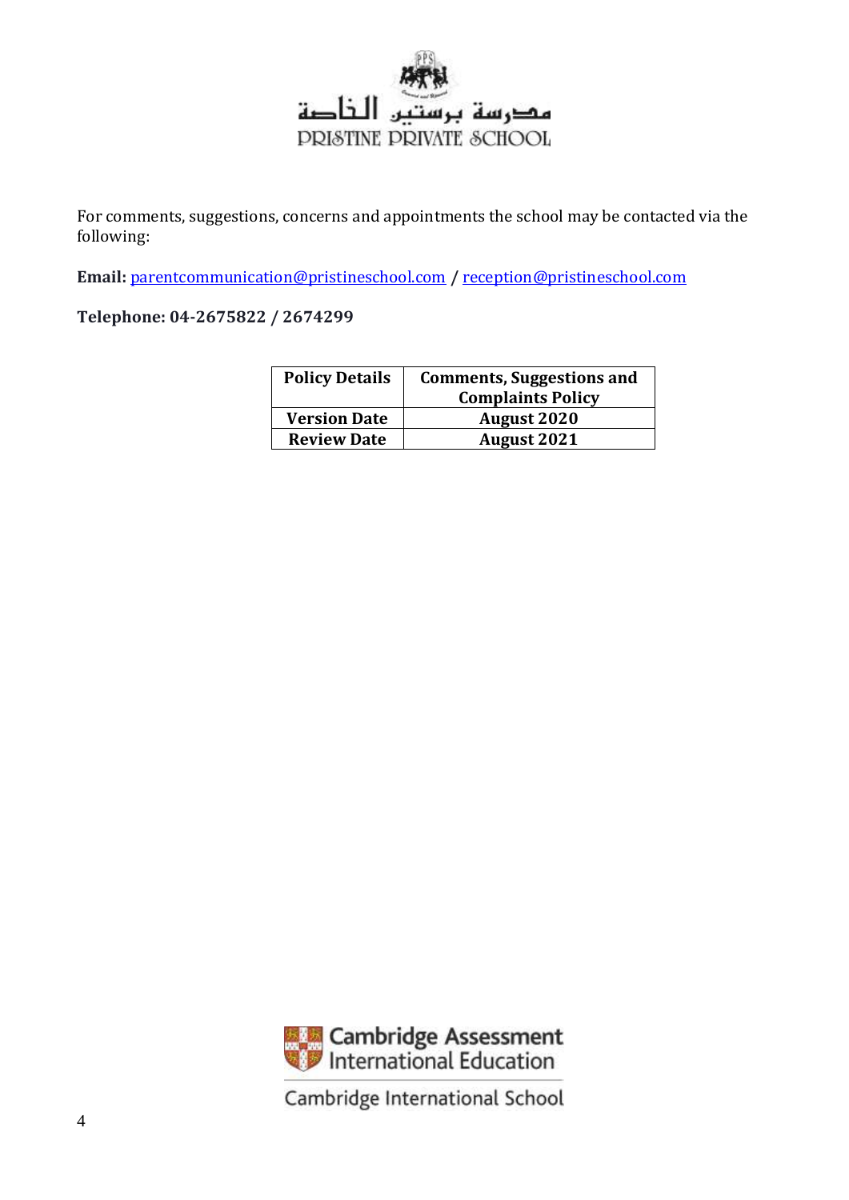مدرسة برستين الخاصة
PRISTINE PRIVATE SCHOOL

For comments, suggestions, concerns and appointments the school may be contacted via the following:

**Email:** parentcommunication@pristineschool.com / reception@pristineschool.com

**Telephone: 04-2675822 / 2674299**

| **Policy Details** | **Comments, Suggestions and Complaints Policy** |
|---|---|
| **Version Date** | **August 2020** |
| **Review Date** | **August 2021** |

Cambridge Assessment International Education

Cambridge International School